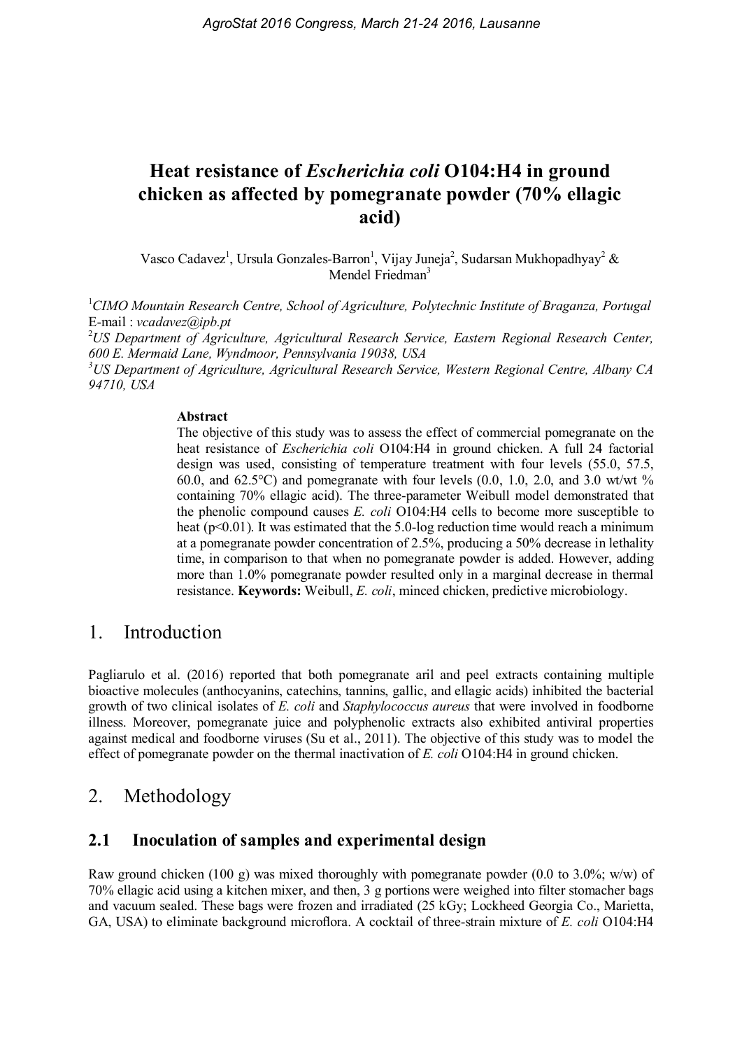# Heat resistance of *Escherichia coli* O104:H4 in ground chicken as affected by pomegranate powder (70% ellagic acid)

Vasco Cadavez[1], Ursula Gonzales-Barron[1], Vijay Juneja[2], Sudarsan Mukhopadhyay[2] & Mendel Friedman[3]

[1]*CIMO Mountain Research Centre, School of Agriculture, Polytechnic Institute of Braganza, Portugal*
E-mail : *vcadavez@ipb.pt*
[2]*US Department of Agriculture, Agricultural Research Service, Eastern Regional Research Center, 600 E. Mermaid Lane, Wyndmoor, Pennsylvania 19038, USA*
[3]*US Department of Agriculture, Agricultural Research Service, Western Regional Centre, Albany CA 94710, USA*

**Abstract**
The objective of this study was to assess the effect of commercial pomegranate on the heat resistance of *Escherichia coli* O104:H4 in ground chicken. A full 24 factorial design was used, consisting of temperature treatment with four levels (55.0, 57.5, 60.0, and 62.5°C) and pomegranate with four levels (0.0, 1.0, 2.0, and 3.0 wt/wt % containing 70% ellagic acid). The three-parameter Weibull model demonstrated that the phenolic compound causes *E. coli* O104:H4 cells to become more susceptible to heat ($p<0.01$). It was estimated that the 5.0-log reduction time would reach a minimum at a pomegranate powder concentration of 2.5%, producing a 50% decrease in lethality time, in comparison to that when no pomegranate powder is added. However, adding more than 1.0% pomegranate powder resulted only in a marginal decrease in thermal resistance. **Keywords:** Weibull, *E. coli*, minced chicken, predictive microbiology.

## 1. Introduction

Pagliarulo et al. (2016) reported that both pomegranate aril and peel extracts containing multiple bioactive molecules (anthocyanins, catechins, tannins, gallic, and ellagic acids) inhibited the bacterial growth of two clinical isolates of *E. coli* and *Staphylococcus aureus* that were involved in foodborne illness. Moreover, pomegranate juice and polyphenolic extracts also exhibited antiviral properties against medical and foodborne viruses (Su et al., 2011). The objective of this study was to model the effect of pomegranate powder on the thermal inactivation of *E. coli* O104:H4 in ground chicken.

## 2. Methodology

### 2.1 Inoculation of samples and experimental design

Raw ground chicken (100 g) was mixed thoroughly with pomegranate powder (0.0 to 3.0%; w/w) of 70% ellagic acid using a kitchen mixer, and then, 3 g portions were weighed into filter stomacher bags and vacuum sealed. These bags were frozen and irradiated (25 kGy; Lockheed Georgia Co., Marietta, GA, USA) to eliminate background microflora. A cocktail of three-strain mixture of *E. coli* O104:H4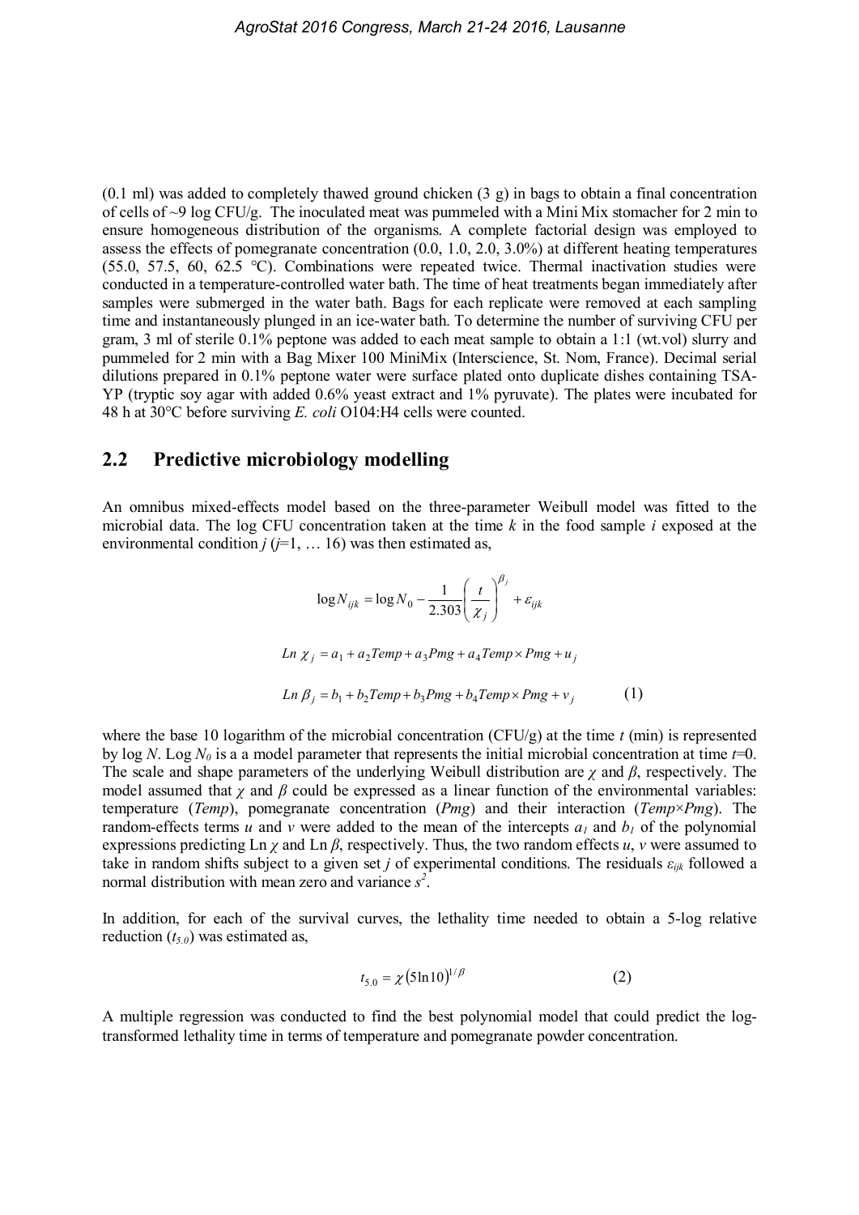(0.1 ml) was added to completely thawed ground chicken (3 g) in bags to obtain a final concentration of cells of ~9 log CFU/g. The inoculated meat was pummeled with a Mini Mix stomacher for 2 min to ensure homogeneous distribution of the organisms. A complete factorial design was employed to assess the effects of pomegranate concentration (0.0, 1.0, 2.0, 3.0%) at different heating temperatures (55.0, 57.5, 60, 62.5 °C). Combinations were repeated twice. Thermal inactivation studies were conducted in a temperature-controlled water bath. The time of heat treatments began immediately after samples were submerged in the water bath. Bags for each replicate were removed at each sampling time and instantaneously plunged in an ice-water bath. To determine the number of surviving CFU per gram, 3 ml of sterile 0.1% peptone was added to each meat sample to obtain a 1:1 (wt.vol) slurry and pummeled for 2 min with a Bag Mixer 100 MiniMix (Interscience, St. Nom, France). Decimal serial dilutions prepared in 0.1% peptone water were surface plated onto duplicate dishes containing TSA-YP (tryptic soy agar with added 0.6% yeast extract and 1% pyruvate). The plates were incubated for 48 h at 30°C before surviving *E. coli* O104:H4 cells were counted.

## 2.2 Predictive microbiology modelling

An omnibus mixed-effects model based on the three-parameter Weibull model was fitted to the microbial data. The log CFU concentration taken at the time $k$ in the food sample $i$ exposed at the environmental condition $j$ ($j$=1, … 16) was then estimated as,

$$\log N_{ijk} = \log N_0 - \frac{1}{2.303}\left(\frac{t}{\chi_j}\right)^{\beta_j} + \varepsilon_{ijk}$$

$$Ln\ \chi_j = a_1 + a_2 Temp + a_3 Pmg + a_4 Temp \times Pmg + u_j$$

$$Ln\ \beta_j = b_1 + b_2 Temp + b_3 Pmg + b_4 Temp \times Pmg + v_j \qquad (1)$$

where the base 10 logarithm of the microbial concentration (CFU/g) at the time $t$ (min) is represented by log $N$. Log $N_0$ is a a model parameter that represents the initial microbial concentration at time $t$=0. The scale and shape parameters of the underlying Weibull distribution are $\chi$ and $\beta$, respectively. The model assumed that $\chi$ and $\beta$ could be expressed as a linear function of the environmental variables: temperature (*Temp*), pomegranate concentration (*Pmg*) and their interaction (*Temp*×*Pmg*). The random-effects terms $u$ and $v$ were added to the mean of the intercepts $a_1$ and $b_1$ of the polynomial expressions predicting Ln $\chi$ and Ln $\beta$, respectively. Thus, the two random effects $u$, $v$ were assumed to take in random shifts subject to a given set $j$ of experimental conditions. The residuals $\varepsilon_{ijk}$ followed a normal distribution with mean zero and variance $s^2$.

In addition, for each of the survival curves, the lethality time needed to obtain a 5-log relative reduction ($t_{5.0}$) was estimated as,

$$t_{5.0} = \chi\left(5\ln 10\right)^{1/\beta} \qquad (2)$$

A multiple regression was conducted to find the best polynomial model that could predict the log-transformed lethality time in terms of temperature and pomegranate powder concentration.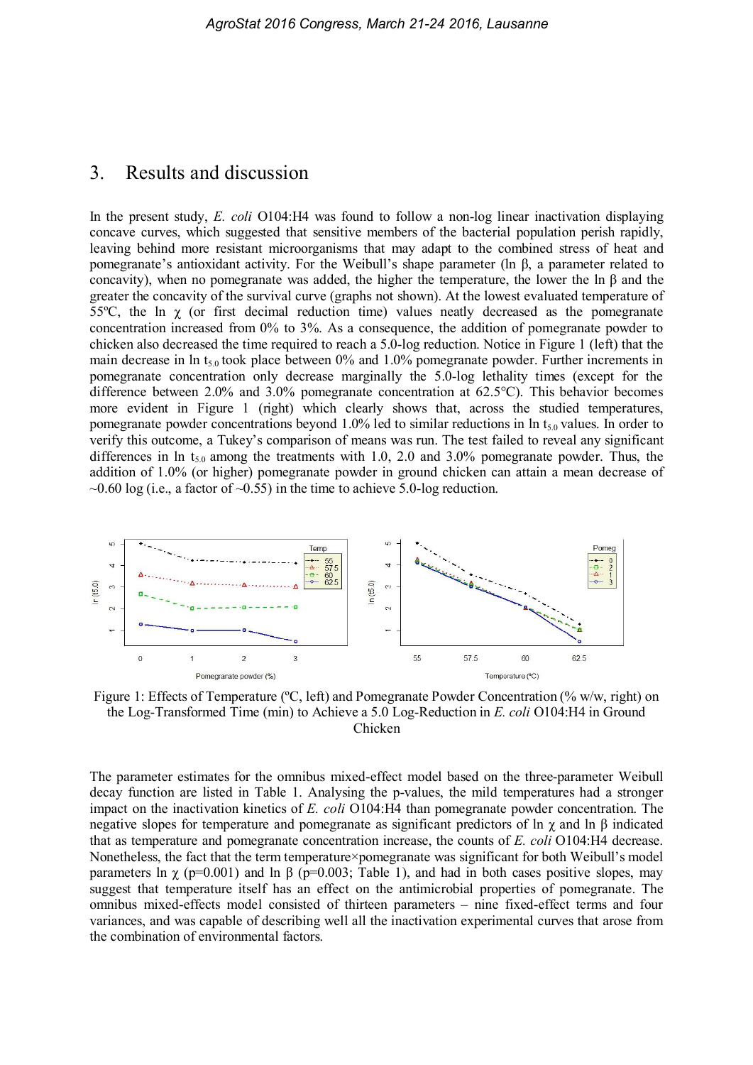## 3. Results and discussion

In the present study, *E. coli* O104:H4 was found to follow a non-log linear inactivation displaying concave curves, which suggested that sensitive members of the bacterial population perish rapidly, leaving behind more resistant microorganisms that may adapt to the combined stress of heat and pomegranate's antioxidant activity. For the Weibull's shape parameter (ln $\beta$, a parameter related to concavity), when no pomegranate was added, the higher the temperature, the lower the ln $\beta$ and the greater the concavity of the survival curve (graphs not shown). At the lowest evaluated temperature of 55ºC, the ln $\chi$ (or first decimal reduction time) values neatly decreased as the pomegranate concentration increased from 0% to 3%. As a consequence, the addition of pomegranate powder to chicken also decreased the time required to reach a 5.0-log reduction. Notice in Figure 1 (left) that the main decrease in ln $t_{5.0}$ took place between 0% and 1.0% pomegranate powder. Further increments in pomegranate concentration only decrease marginally the 5.0-log lethality times (except for the difference between 2.0% and 3.0% pomegranate concentration at 62.5°C). This behavior becomes more evident in Figure 1 (right) which clearly shows that, across the studied temperatures, pomegranate powder concentrations beyond 1.0% led to similar reductions in ln $t_{5.0}$ values. In order to verify this outcome, a Tukey's comparison of means was run. The test failed to reveal any significant differences in ln $t_{5.0}$ among the treatments with 1.0, 2.0 and 3.0% pomegranate powder. Thus, the addition of 1.0% (or higher) pomegranate powder in ground chicken can attain a mean decrease of ~0.60 log (i.e., a factor of ~0.55) in the time to achieve 5.0-log reduction.

Figure 1: Effects of Temperature (ºC, left) and Pomegranate Powder Concentration (% w/w, right) on the Log-Transformed Time (min) to Achieve a 5.0 Log-Reduction in *E. coli* O104:H4 in Ground Chicken

The parameter estimates for the omnibus mixed-effect model based on the three-parameter Weibull decay function are listed in Table 1. Analysing the p-values, the mild temperatures had a stronger impact on the inactivation kinetics of *E. coli* O104:H4 than pomegranate powder concentration. The negative slopes for temperature and pomegranate as significant predictors of ln $\chi$ and ln $\beta$ indicated that as temperature and pomegranate concentration increase, the counts of *E. coli* O104:H4 decrease. Nonetheless, the fact that the term temperature×pomegranate was significant for both Weibull's model parameters ln $\chi$ ($p=0.001$) and ln $\beta$ ($p=0.003$; Table 1), and had in both cases positive slopes, may suggest that temperature itself has an effect on the antimicrobial properties of pomegranate. The omnibus mixed-effects model consisted of thirteen parameters – nine fixed-effect terms and four variances, and was capable of describing well all the inactivation experimental curves that arose from the combination of environmental factors.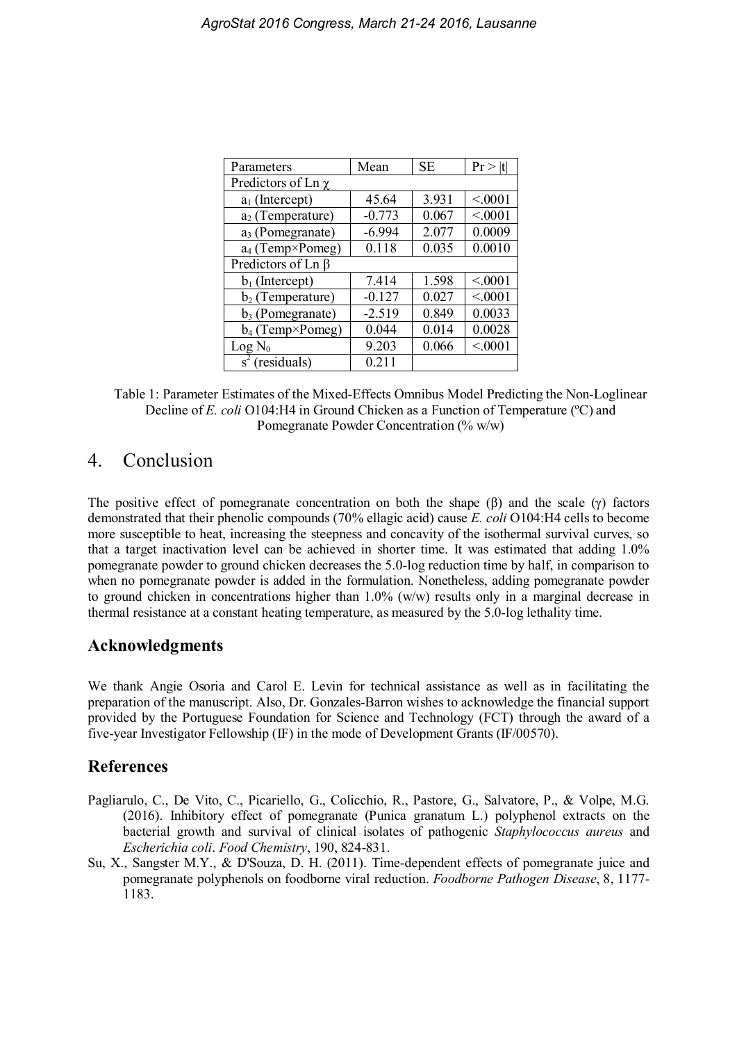| Parameters | Mean | SE | Pr > \|t\| |
|---|---|---|---|
| Predictors of Ln $\chi$ | | | |
| $a_1$ (Intercept) | 45.64 | 3.931 | <.0001 |
| $a_2$ (Temperature) | -0.773 | 0.067 | <.0001 |
| $a_3$ (Pomegranate) | -6.994 | 2.077 | 0.0009 |
| $a_4$ (Temp×Pomeg) | 0.118 | 0.035 | 0.0010 |
| Predictors of Ln $\beta$ | | | |
| $b_1$ (Intercept) | 7.414 | 1.598 | <.0001 |
| $b_2$ (Temperature) | -0.127 | 0.027 | <.0001 |
| $b_3$ (Pomegranate) | -2.519 | 0.849 | 0.0033 |
| $b_4$ (Temp×Pomeg) | 0.044 | 0.014 | 0.0028 |
| Log $N_0$ | 9.203 | 0.066 | <.0001 |
| $s^2$ (residuals) | 0.211 | | |

Table 1: Parameter Estimates of the Mixed-Effects Omnibus Model Predicting the Non-Loglinear Decline of *E. coli* O104:H4 in Ground Chicken as a Function of Temperature (ºC) and Pomegranate Powder Concentration (% w/w)

# 4. Conclusion

The positive effect of pomegranate concentration on both the shape ($\beta$) and the scale ($\gamma$) factors demonstrated that their phenolic compounds (70% ellagic acid) cause *E. coli* O104:H4 cells to become more susceptible to heat, increasing the steepness and concavity of the isothermal survival curves, so that a target inactivation level can be achieved in shorter time. It was estimated that adding 1.0% pomegranate powder to ground chicken decreases the 5.0-log reduction time by half, in comparison to when no pomegranate powder is added in the formulation. Nonetheless, adding pomegranate powder to ground chicken in concentrations higher than 1.0% (w/w) results only in a marginal decrease in thermal resistance at a constant heating temperature, as measured by the 5.0-log lethality time.

## Acknowledgments

We thank Angie Osoria and Carol E. Levin for technical assistance as well as in facilitating the preparation of the manuscript. Also, Dr. Gonzales-Barron wishes to acknowledge the financial support provided by the Portuguese Foundation for Science and Technology (FCT) through the award of a five-year Investigator Fellowship (IF) in the mode of Development Grants (IF/00570).

## References

Pagliarulo, C., De Vito, C., Picariello, G., Colicchio, R., Pastore, G., Salvatore, P., & Volpe, M.G. (2016). Inhibitory effect of pomegranate (Punica granatum L.) polyphenol extracts on the bacterial growth and survival of clinical isolates of pathogenic *Staphylococcus aureus* and *Escherichia coli*. *Food Chemistry*, 190, 824-831.

Su, X., Sangster M.Y., & D'Souza, D. H. (2011). Time-dependent effects of pomegranate juice and pomegranate polyphenols on foodborne viral reduction. *Foodborne Pathogen Disease*, 8, 1177-1183.